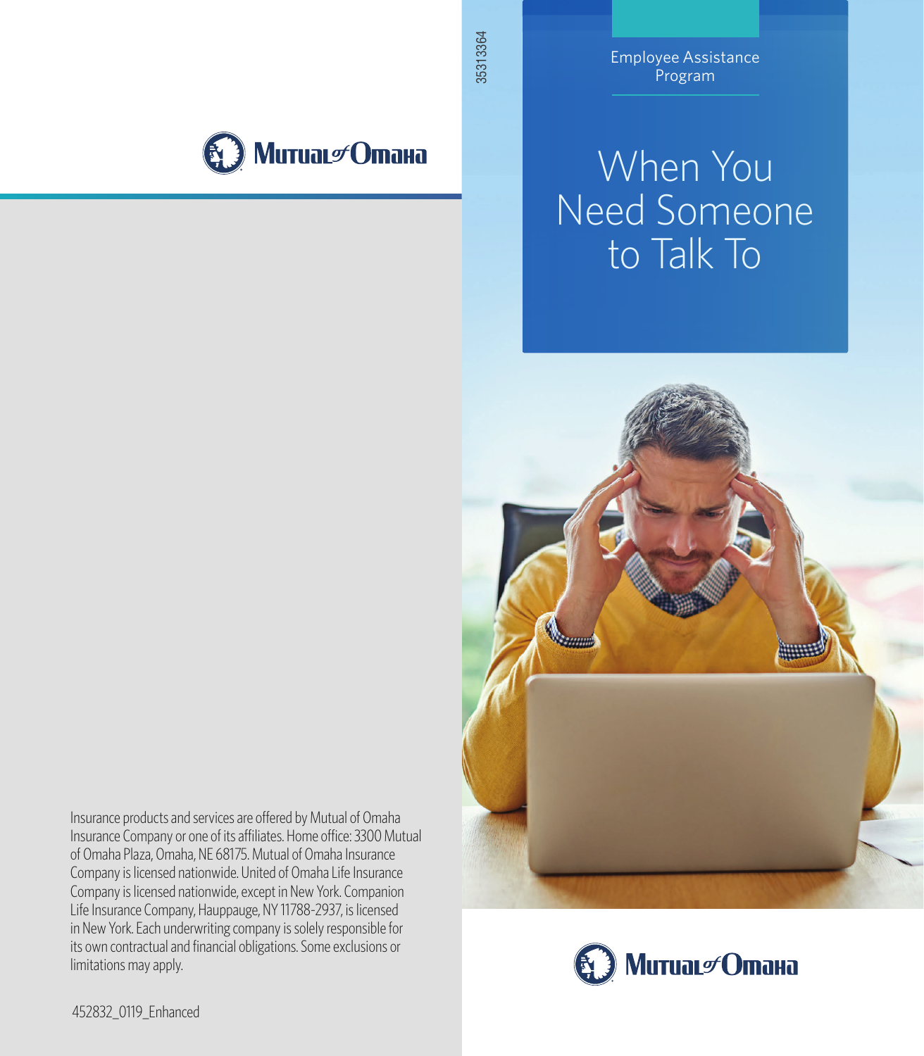Mutual of Omaha

Insurance products and services are offered by Mutual of Omaha Insurance Company or one of its affiliates. Home office: 3300 Mutual of Omaha Plaza, Omaha, NE 68175. Mutual of Omaha Insurance Company is licensed nationwide. United of Omaha Life Insurance Company is licensed nationwide, except in New York. Companion Life Insurance Company, Hauppauge, NY 11788-2937, is licensed in New York. Each underwriting company is solely responsible for its own contractual and financial obligations. Some exclusions or limitations may apply.

452832_0119_Enhanced

35313364

Employee Assistance Program

# When You Need Someone to Talk To

Mutual of Omaha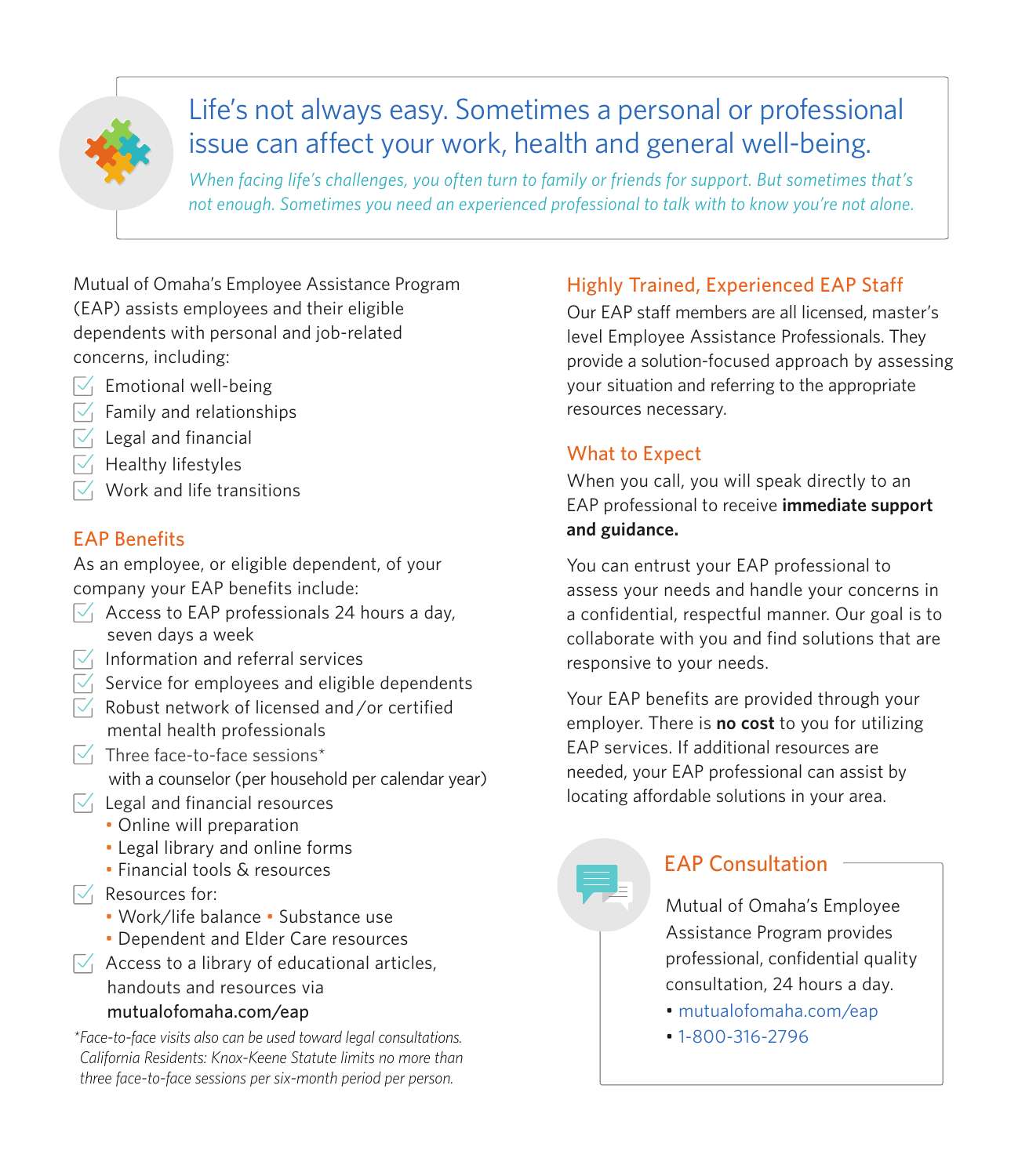## Life's not always easy. Sometimes a personal or professional issue can affect your work, health and general well-being.

*When facing life's challenges, you often turn to family or friends for support. But sometimes that's not enough. Sometimes you need an experienced professional to talk with to know you're not alone.*

Mutual of Omaha's Employee Assistance Program (EAP) assists employees and their eligible dependents with personal and job-related concerns, including:

- Emotional well-being
- Family and relationships
- Legal and financial
- Healthy lifestyles
- Work and life transitions

### EAP Benefits

As an employee, or eligible dependent, of your company your EAP benefits include:

- Access to EAP professionals 24 hours a day, seven days a week
- Information and referral services
- Service for employees and eligible dependents
- Robust network of licensed and/or certified mental health professionals
- Three face-to-face sessions* with a counselor (per household per calendar year)
- Legal and financial resources
  - Online will preparation
  - Legal library and online forms
  - Financial tools & resources
- Resources for:
  - Work/life balance
  - Substance use
  - Dependent and Elder Care resources
- Access to a library of educational articles, handouts and resources via **mutualofomaha.com/eap**

*\*Face-to-face visits also can be used toward legal consultations. California Residents: Knox-Keene Statute limits no more than three face-to-face sessions per six-month period per person.*

### Highly Trained, Experienced EAP Staff

Our EAP staff members are all licensed, master's level Employee Assistance Professionals. They provide a solution-focused approach by assessing your situation and referring to the appropriate resources necessary.

### What to Expect

When you call, you will speak directly to an EAP professional to receive **immediate support and guidance.**

You can entrust your EAP professional to assess your needs and handle your concerns in a confidential, respectful manner. Our goal is to collaborate with you and find solutions that are responsive to your needs.

Your EAP benefits are provided through your employer. There is **no cost** to you for utilizing EAP services. If additional resources are needed, your EAP professional can assist by locating affordable solutions in your area.

### EAP Consultation

Mutual of Omaha's Employee Assistance Program provides professional, confidential quality consultation, 24 hours a day.

- mutualofomaha.com/eap
- 1-800-316-2796